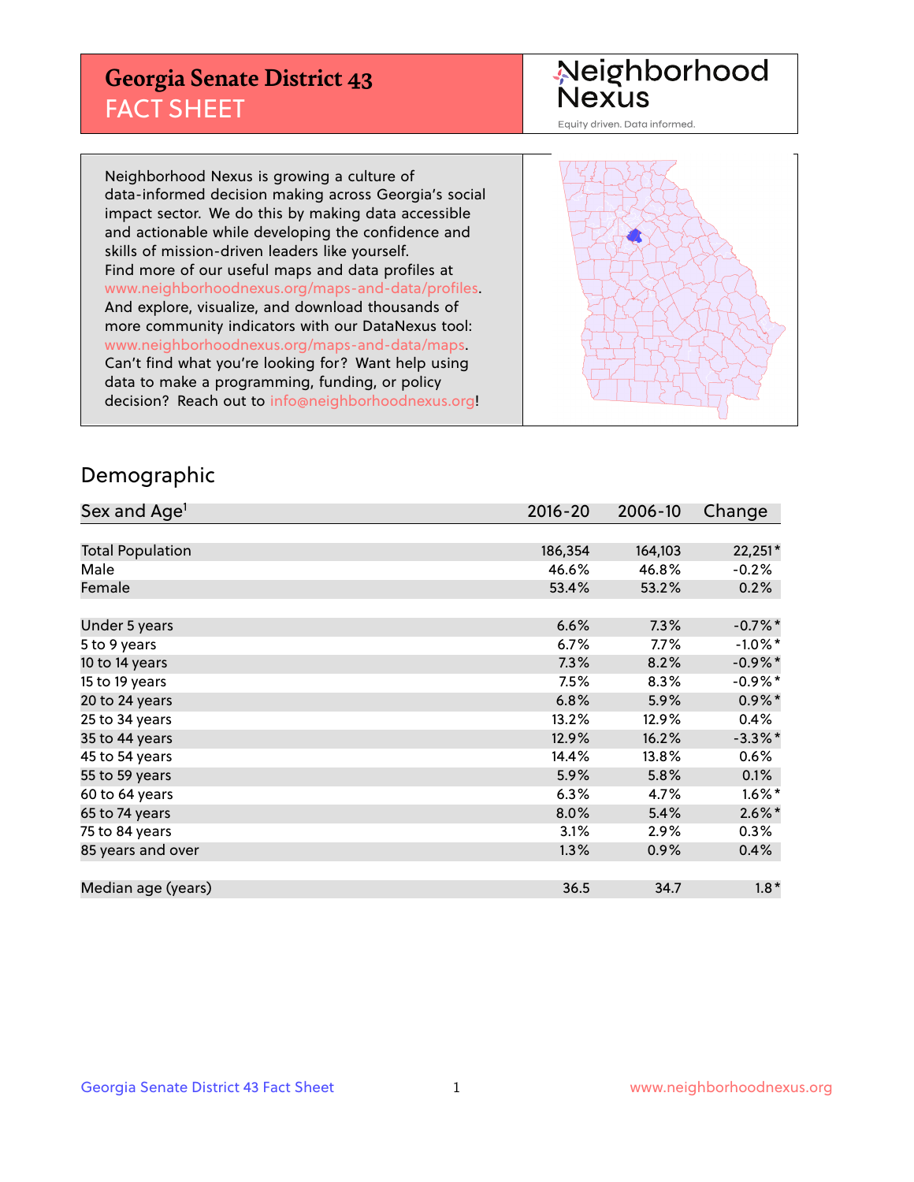# Georgia Senate District 43
## FACT SHEET

Neighborhood Nexus

Equity driven. Data informed.

Neighborhood Nexus is growing a culture of data-informed decision making across Georgia's social impact sector. We do this by making data accessible and actionable while developing the confidence and skills of mission-driven leaders like yourself. Find more of our useful maps and data profiles at www.neighborhoodnexus.org/maps-and-data/profiles. And explore, visualize, and download thousands of more community indicators with our DataNexus tool: www.neighborhoodnexus.org/maps-and-data/maps. Can't find what you're looking for? Want help using data to make a programming, funding, or policy decision? Reach out to info@neighborhoodnexus.org!

## Demographic

| Sex and Age[1] | 2016-20 | 2006-10 | Change |
|---|---|---|---|
| Total Population | 186,354 | 164,103 | 22,251* |
| Male | 46.6% | 46.8% | -0.2% |
| Female | 53.4% | 53.2% | 0.2% |
| Under 5 years | 6.6% | 7.3% | -0.7%* |
| 5 to 9 years | 6.7% | 7.7% | -1.0%* |
| 10 to 14 years | 7.3% | 8.2% | -0.9%* |
| 15 to 19 years | 7.5% | 8.3% | -0.9%* |
| 20 to 24 years | 6.8% | 5.9% | 0.9%* |
| 25 to 34 years | 13.2% | 12.9% | 0.4% |
| 35 to 44 years | 12.9% | 16.2% | -3.3%* |
| 45 to 54 years | 14.4% | 13.8% | 0.6% |
| 55 to 59 years | 5.9% | 5.8% | 0.1% |
| 60 to 64 years | 6.3% | 4.7% | 1.6%* |
| 65 to 74 years | 8.0% | 5.4% | 2.6%* |
| 75 to 84 years | 3.1% | 2.9% | 0.3% |
| 85 years and over | 1.3% | 0.9% | 0.4% |
| Median age (years) | 36.5 | 34.7 | 1.8* |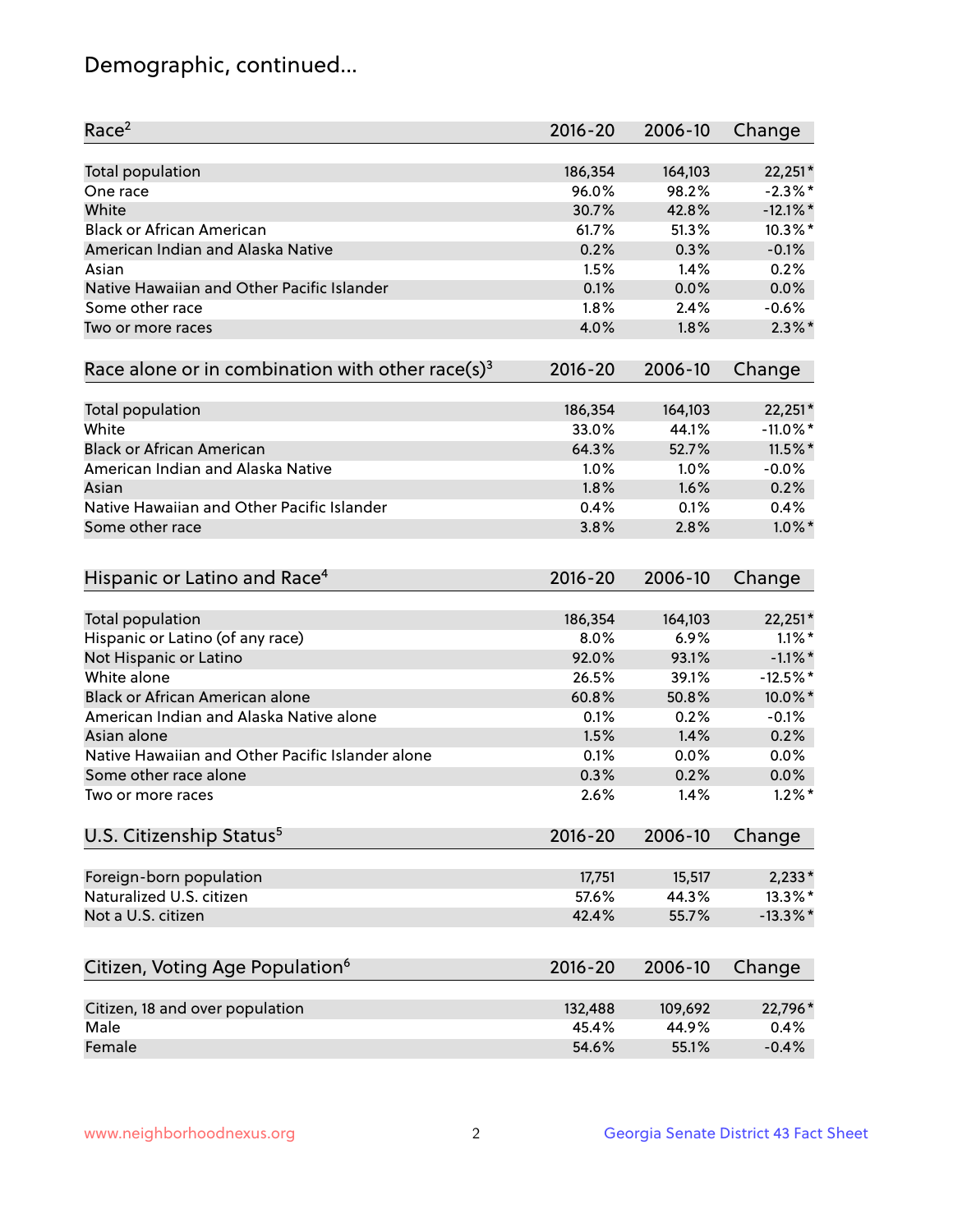# Demographic, continued...

| Race[2] | 2016-20 | 2006-10 | Change |
|---|---|---|---|
| Total population | 186,354 | 164,103 | 22,251* |
| One race | 96.0% | 98.2% | -2.3%* |
| White | 30.7% | 42.8% | -12.1%* |
| Black or African American | 61.7% | 51.3% | 10.3%* |
| American Indian and Alaska Native | 0.2% | 0.3% | -0.1% |
| Asian | 1.5% | 1.4% | 0.2% |
| Native Hawaiian and Other Pacific Islander | 0.1% | 0.0% | 0.0% |
| Some other race | 1.8% | 2.4% | -0.6% |
| Two or more races | 4.0% | 1.8% | 2.3%* |

| Race alone or in combination with other race(s)[3] | 2016-20 | 2006-10 | Change |
|---|---|---|---|
| Total population | 186,354 | 164,103 | 22,251* |
| White | 33.0% | 44.1% | -11.0%* |
| Black or African American | 64.3% | 52.7% | 11.5%* |
| American Indian and Alaska Native | 1.0% | 1.0% | -0.0% |
| Asian | 1.8% | 1.6% | 0.2% |
| Native Hawaiian and Other Pacific Islander | 0.4% | 0.1% | 0.4% |
| Some other race | 3.8% | 2.8% | 1.0%* |

| Hispanic or Latino and Race[4] | 2016-20 | 2006-10 | Change |
|---|---|---|---|
| Total population | 186,354 | 164,103 | 22,251* |
| Hispanic or Latino (of any race) | 8.0% | 6.9% | 1.1%* |
| Not Hispanic or Latino | 92.0% | 93.1% | -1.1%* |
| White alone | 26.5% | 39.1% | -12.5%* |
| Black or African American alone | 60.8% | 50.8% | 10.0%* |
| American Indian and Alaska Native alone | 0.1% | 0.2% | -0.1% |
| Asian alone | 1.5% | 1.4% | 0.2% |
| Native Hawaiian and Other Pacific Islander alone | 0.1% | 0.0% | 0.0% |
| Some other race alone | 0.3% | 0.2% | 0.0% |
| Two or more races | 2.6% | 1.4% | 1.2%* |

| U.S. Citizenship Status[5] | 2016-20 | 2006-10 | Change |
|---|---|---|---|
| Foreign-born population | 17,751 | 15,517 | 2,233* |
| Naturalized U.S. citizen | 57.6% | 44.3% | 13.3%* |
| Not a U.S. citizen | 42.4% | 55.7% | -13.3%* |

| Citizen, Voting Age Population[6] | 2016-20 | 2006-10 | Change |
|---|---|---|---|
| Citizen, 18 and over population | 132,488 | 109,692 | 22,796* |
| Male | 45.4% | 44.9% | 0.4% |
| Female | 54.6% | 55.1% | -0.4% |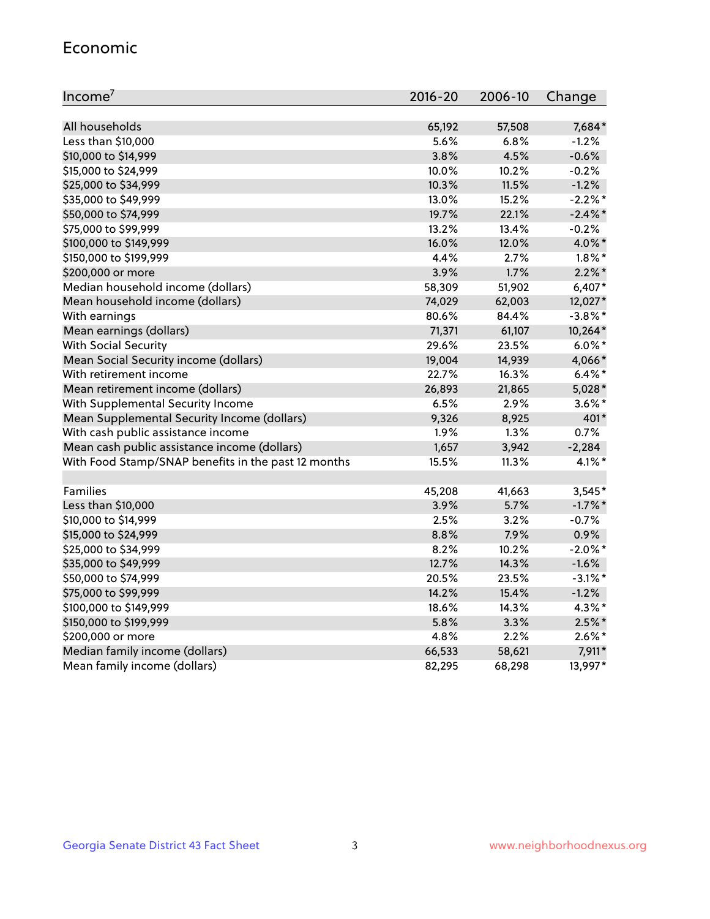## Economic

| Income[7] | 2016-20 | 2006-10 | Change |
|---|---|---|---|
| All households | 65,192 | 57,508 | 7,684* |
| Less than $10,000 | 5.6% | 6.8% | -1.2% |
| $10,000 to $14,999 | 3.8% | 4.5% | -0.6% |
| $15,000 to $24,999 | 10.0% | 10.2% | -0.2% |
| $25,000 to $34,999 | 10.3% | 11.5% | -1.2% |
| $35,000 to $49,999 | 13.0% | 15.2% | -2.2%* |
| $50,000 to $74,999 | 19.7% | 22.1% | -2.4%* |
| $75,000 to $99,999 | 13.2% | 13.4% | -0.2% |
| $100,000 to $149,999 | 16.0% | 12.0% | 4.0%* |
| $150,000 to $199,999 | 4.4% | 2.7% | 1.8%* |
| $200,000 or more | 3.9% | 1.7% | 2.2%* |
| Median household income (dollars) | 58,309 | 51,902 | 6,407* |
| Mean household income (dollars) | 74,029 | 62,003 | 12,027* |
| With earnings | 80.6% | 84.4% | -3.8%* |
| Mean earnings (dollars) | 71,371 | 61,107 | 10,264* |
| With Social Security | 29.6% | 23.5% | 6.0%* |
| Mean Social Security income (dollars) | 19,004 | 14,939 | 4,066* |
| With retirement income | 22.7% | 16.3% | 6.4%* |
| Mean retirement income (dollars) | 26,893 | 21,865 | 5,028* |
| With Supplemental Security Income | 6.5% | 2.9% | 3.6%* |
| Mean Supplemental Security Income (dollars) | 9,326 | 8,925 | 401* |
| With cash public assistance income | 1.9% | 1.3% | 0.7% |
| Mean cash public assistance income (dollars) | 1,657 | 3,942 | -2,284 |
| With Food Stamp/SNAP benefits in the past 12 months | 15.5% | 11.3% | 4.1%* |
| | | | |
| Families | 45,208 | 41,663 | 3,545* |
| Less than $10,000 | 3.9% | 5.7% | -1.7%* |
| $10,000 to $14,999 | 2.5% | 3.2% | -0.7% |
| $15,000 to $24,999 | 8.8% | 7.9% | 0.9% |
| $25,000 to $34,999 | 8.2% | 10.2% | -2.0%* |
| $35,000 to $49,999 | 12.7% | 14.3% | -1.6% |
| $50,000 to $74,999 | 20.5% | 23.5% | -3.1%* |
| $75,000 to $99,999 | 14.2% | 15.4% | -1.2% |
| $100,000 to $149,999 | 18.6% | 14.3% | 4.3%* |
| $150,000 to $199,999 | 5.8% | 3.3% | 2.5%* |
| $200,000 or more | 4.8% | 2.2% | 2.6%* |
| Median family income (dollars) | 66,533 | 58,621 | 7,911* |
| Mean family income (dollars) | 82,295 | 68,298 | 13,997* |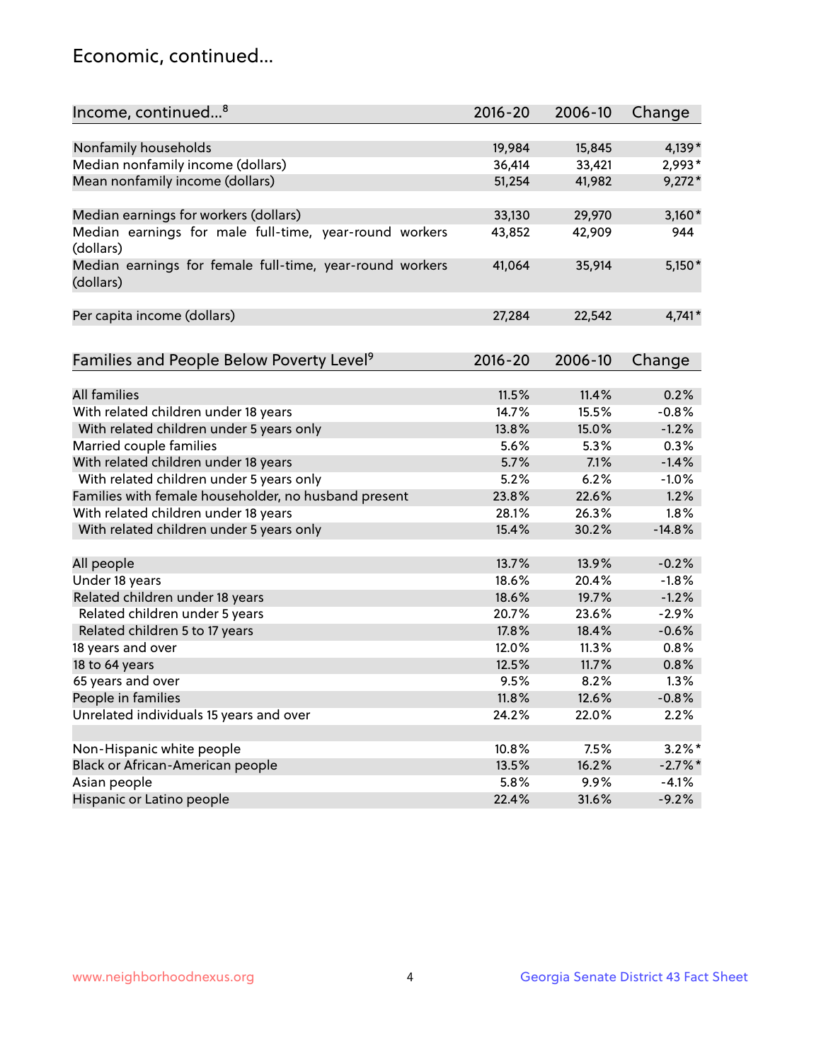## Economic, continued...

| Income, continued...[8] | 2016-20 | 2006-10 | Change |
|---|---|---|---|
| Nonfamily households | 19,984 | 15,845 | 4,139* |
| Median nonfamily income (dollars) | 36,414 | 33,421 | 2,993* |
| Mean nonfamily income (dollars) | 51,254 | 41,982 | 9,272* |
| Median earnings for workers (dollars) | 33,130 | 29,970 | 3,160* |
| Median earnings for male full-time, year-round workers (dollars) | 43,852 | 42,909 | 944 |
| Median earnings for female full-time, year-round workers (dollars) | 41,064 | 35,914 | 5,150* |
| Per capita income (dollars) | 27,284 | 22,542 | 4,741* |

| Families and People Below Poverty Level[9] | 2016-20 | 2006-10 | Change |
|---|---|---|---|
| All families | 11.5% | 11.4% | 0.2% |
| With related children under 18 years | 14.7% | 15.5% | -0.8% |
| With related children under 5 years only | 13.8% | 15.0% | -1.2% |
| Married couple families | 5.6% | 5.3% | 0.3% |
| With related children under 18 years | 5.7% | 7.1% | -1.4% |
| With related children under 5 years only | 5.2% | 6.2% | -1.0% |
| Families with female householder, no husband present | 23.8% | 22.6% | 1.2% |
| With related children under 18 years | 28.1% | 26.3% | 1.8% |
| With related children under 5 years only | 15.4% | 30.2% | -14.8% |
| All people | 13.7% | 13.9% | -0.2% |
| Under 18 years | 18.6% | 20.4% | -1.8% |
| Related children under 18 years | 18.6% | 19.7% | -1.2% |
| Related children under 5 years | 20.7% | 23.6% | -2.9% |
| Related children 5 to 17 years | 17.8% | 18.4% | -0.6% |
| 18 years and over | 12.0% | 11.3% | 0.8% |
| 18 to 64 years | 12.5% | 11.7% | 0.8% |
| 65 years and over | 9.5% | 8.2% | 1.3% |
| People in families | 11.8% | 12.6% | -0.8% |
| Unrelated individuals 15 years and over | 24.2% | 22.0% | 2.2% |
| Non-Hispanic white people | 10.8% | 7.5% | 3.2%* |
| Black or African-American people | 13.5% | 16.2% | -2.7%* |
| Asian people | 5.8% | 9.9% | -4.1% |
| Hispanic or Latino people | 22.4% | 31.6% | -9.2% |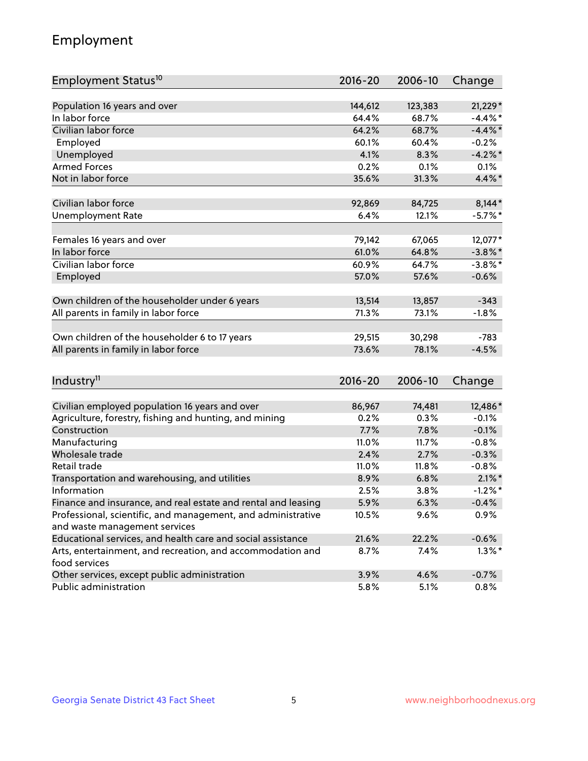# Employment

| Employment Status[10] | 2016-20 | 2006-10 | Change |
|---|---|---|---|
| Population 16 years and over | 144,612 | 123,383 | 21,229* |
| In labor force | 64.4% | 68.7% | -4.4%* |
| Civilian labor force | 64.2% | 68.7% | -4.4%* |
| Employed | 60.1% | 60.4% | -0.2% |
| Unemployed | 4.1% | 8.3% | -4.2%* |
| Armed Forces | 0.2% | 0.1% | 0.1% |
| Not in labor force | 35.6% | 31.3% | 4.4%* |
| | | | |
| Civilian labor force | 92,869 | 84,725 | 8,144* |
| Unemployment Rate | 6.4% | 12.1% | -5.7%* |
| | | | |
| Females 16 years and over | 79,142 | 67,065 | 12,077* |
| In labor force | 61.0% | 64.8% | -3.8%* |
| Civilian labor force | 60.9% | 64.7% | -3.8%* |
| Employed | 57.0% | 57.6% | -0.6% |
| | | | |
| Own children of the householder under 6 years | 13,514 | 13,857 | -343 |
| All parents in family in labor force | 71.3% | 73.1% | -1.8% |
| | | | |
| Own children of the householder 6 to 17 years | 29,515 | 30,298 | -783 |
| All parents in family in labor force | 73.6% | 78.1% | -4.5% |

| Industry[11] | 2016-20 | 2006-10 | Change |
|---|---|---|---|
| Civilian employed population 16 years and over | 86,967 | 74,481 | 12,486* |
| Agriculture, forestry, fishing and hunting, and mining | 0.2% | 0.3% | -0.1% |
| Construction | 7.7% | 7.8% | -0.1% |
| Manufacturing | 11.0% | 11.7% | -0.8% |
| Wholesale trade | 2.4% | 2.7% | -0.3% |
| Retail trade | 11.0% | 11.8% | -0.8% |
| Transportation and warehousing, and utilities | 8.9% | 6.8% | 2.1%* |
| Information | 2.5% | 3.8% | -1.2%* |
| Finance and insurance, and real estate and rental and leasing | 5.9% | 6.3% | -0.4% |
| Professional, scientific, and management, and administrative and waste management services | 10.5% | 9.6% | 0.9% |
| Educational services, and health care and social assistance | 21.6% | 22.2% | -0.6% |
| Arts, entertainment, and recreation, and accommodation and food services | 8.7% | 7.4% | 1.3%* |
| Other services, except public administration | 3.9% | 4.6% | -0.7% |
| Public administration | 5.8% | 5.1% | 0.8% |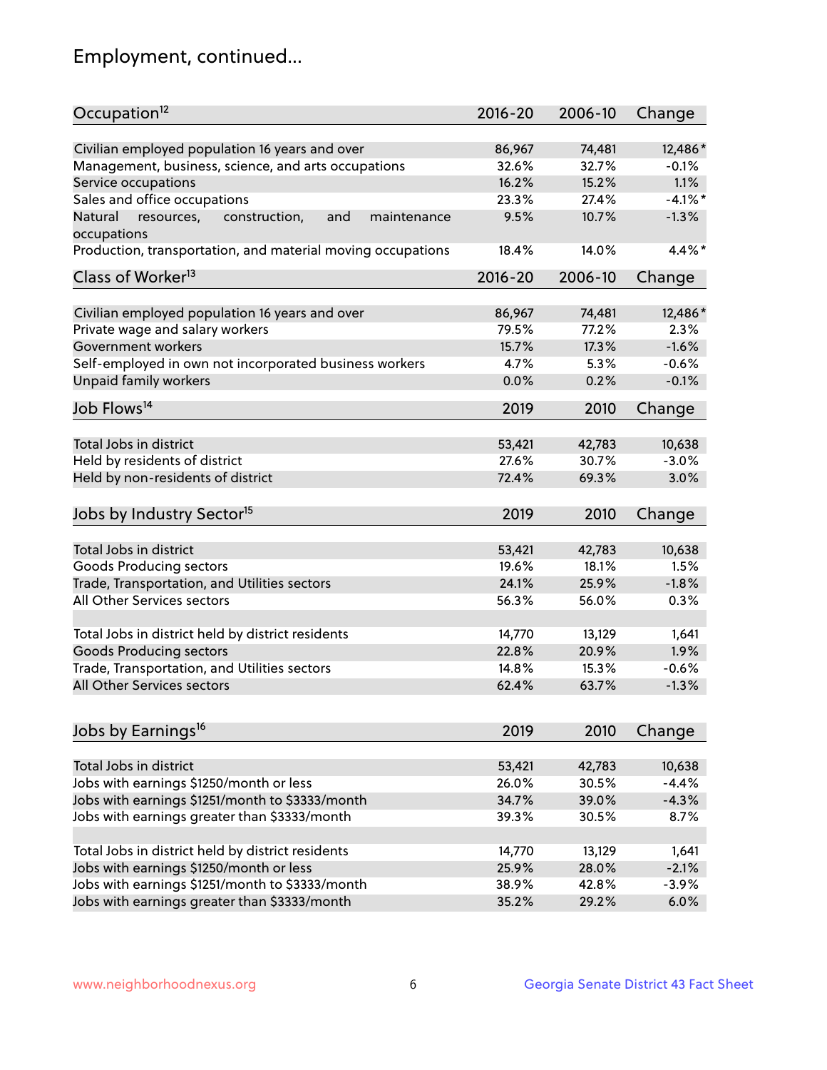## Employment, continued...

| Occupation[12] | 2016-20 | 2006-10 | Change |
|---|---|---|---|
| Civilian employed population 16 years and over | 86,967 | 74,481 | 12,486* |
| Management, business, science, and arts occupations | 32.6% | 32.7% | -0.1% |
| Service occupations | 16.2% | 15.2% | 1.1% |
| Sales and office occupations | 23.3% | 27.4% | -4.1%* |
| Natural resources, construction, and maintenance occupations | 9.5% | 10.7% | -1.3% |
| Production, transportation, and material moving occupations | 18.4% | 14.0% | 4.4%* |

| Class of Worker[13] | 2016-20 | 2006-10 | Change |
|---|---|---|---|
| Civilian employed population 16 years and over | 86,967 | 74,481 | 12,486* |
| Private wage and salary workers | 79.5% | 77.2% | 2.3% |
| Government workers | 15.7% | 17.3% | -1.6% |
| Self-employed in own not incorporated business workers | 4.7% | 5.3% | -0.6% |
| Unpaid family workers | 0.0% | 0.2% | -0.1% |

| Job Flows[14] | 2019 | 2010 | Change |
|---|---|---|---|
| Total Jobs in district | 53,421 | 42,783 | 10,638 |
| Held by residents of district | 27.6% | 30.7% | -3.0% |
| Held by non-residents of district | 72.4% | 69.3% | 3.0% |

| Jobs by Industry Sector[15] | 2019 | 2010 | Change |
|---|---|---|---|
| Total Jobs in district | 53,421 | 42,783 | 10,638 |
| Goods Producing sectors | 19.6% | 18.1% | 1.5% |
| Trade, Transportation, and Utilities sectors | 24.1% | 25.9% | -1.8% |
| All Other Services sectors | 56.3% | 56.0% | 0.3% |
| | | | |
| Total Jobs in district held by district residents | 14,770 | 13,129 | 1,641 |
| Goods Producing sectors | 22.8% | 20.9% | 1.9% |
| Trade, Transportation, and Utilities sectors | 14.8% | 15.3% | -0.6% |
| All Other Services sectors | 62.4% | 63.7% | -1.3% |

| Jobs by Earnings[16] | 2019 | 2010 | Change |
|---|---|---|---|
| Total Jobs in district | 53,421 | 42,783 | 10,638 |
| Jobs with earnings $1250/month or less | 26.0% | 30.5% | -4.4% |
| Jobs with earnings $1251/month to $3333/month | 34.7% | 39.0% | -4.3% |
| Jobs with earnings greater than $3333/month | 39.3% | 30.5% | 8.7% |
| | | | |
| Total Jobs in district held by district residents | 14,770 | 13,129 | 1,641 |
| Jobs with earnings $1250/month or less | 25.9% | 28.0% | -2.1% |
| Jobs with earnings $1251/month to $3333/month | 38.9% | 42.8% | -3.9% |
| Jobs with earnings greater than $3333/month | 35.2% | 29.2% | 6.0% |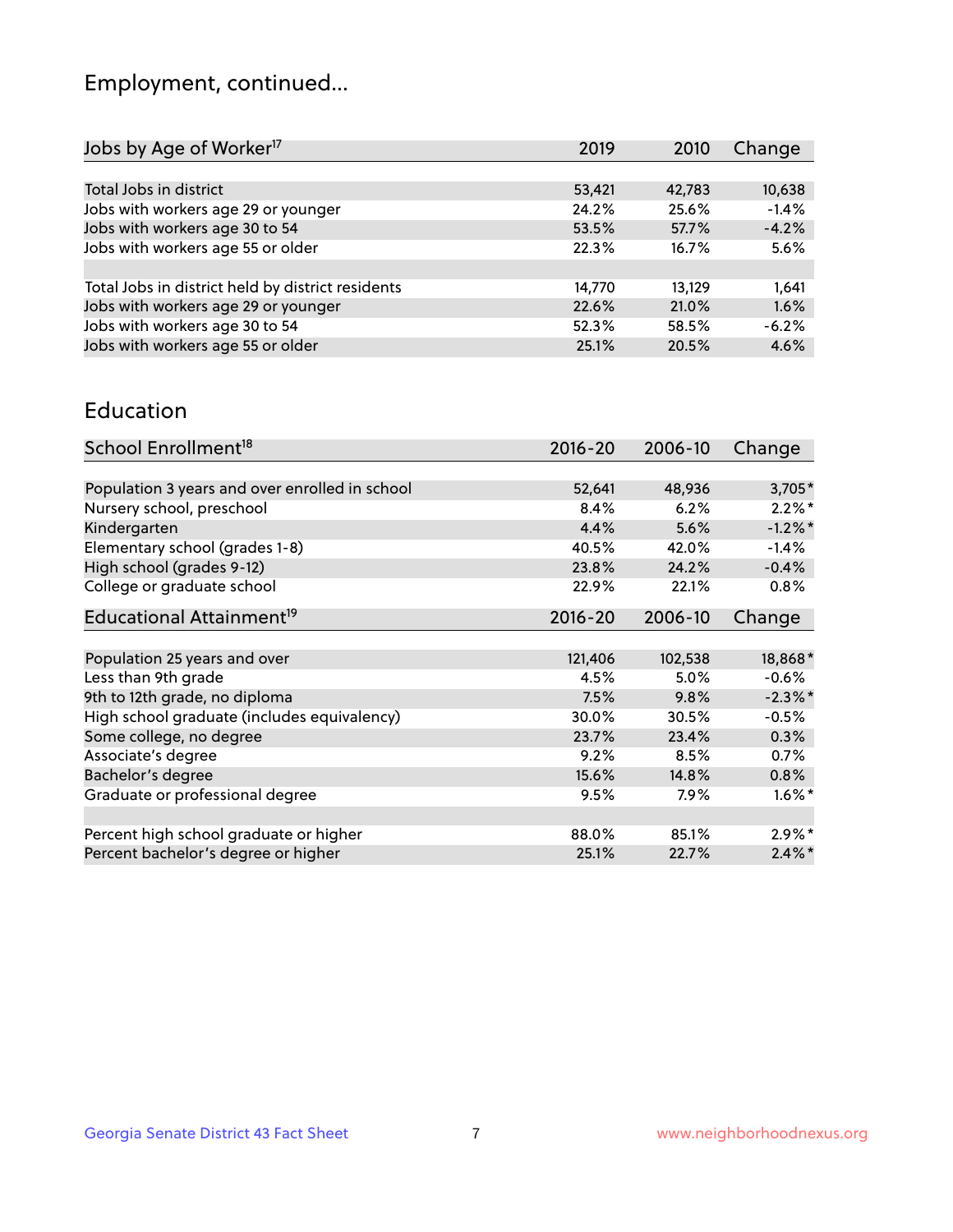## Employment, continued...

| Jobs by Age of Worker[17] | 2019 | 2010 | Change |
|---|---|---|---|
| Total Jobs in district | 53,421 | 42,783 | 10,638 |
| Jobs with workers age 29 or younger | 24.2% | 25.6% | -1.4% |
| Jobs with workers age 30 to 54 | 53.5% | 57.7% | -4.2% |
| Jobs with workers age 55 or older | 22.3% | 16.7% | 5.6% |
| | | | |
| Total Jobs in district held by district residents | 14,770 | 13,129 | 1,641 |
| Jobs with workers age 29 or younger | 22.6% | 21.0% | 1.6% |
| Jobs with workers age 30 to 54 | 52.3% | 58.5% | -6.2% |
| Jobs with workers age 55 or older | 25.1% | 20.5% | 4.6% |

## Education

| School Enrollment[18] | 2016-20 | 2006-10 | Change |
|---|---|---|---|
| Population 3 years and over enrolled in school | 52,641 | 48,936 | 3,705* |
| Nursery school, preschool | 8.4% | 6.2% | 2.2%* |
| Kindergarten | 4.4% | 5.6% | -1.2%* |
| Elementary school (grades 1-8) | 40.5% | 42.0% | -1.4% |
| High school (grades 9-12) | 23.8% | 24.2% | -0.4% |
| College or graduate school | 22.9% | 22.1% | 0.8% |

| Educational Attainment[19] | 2016-20 | 2006-10 | Change |
|---|---|---|---|
| Population 25 years and over | 121,406 | 102,538 | 18,868* |
| Less than 9th grade | 4.5% | 5.0% | -0.6% |
| 9th to 12th grade, no diploma | 7.5% | 9.8% | -2.3%* |
| High school graduate (includes equivalency) | 30.0% | 30.5% | -0.5% |
| Some college, no degree | 23.7% | 23.4% | 0.3% |
| Associate's degree | 9.2% | 8.5% | 0.7% |
| Bachelor's degree | 15.6% | 14.8% | 0.8% |
| Graduate or professional degree | 9.5% | 7.9% | 1.6%* |
| | | | |
| Percent high school graduate or higher | 88.0% | 85.1% | 2.9%* |
| Percent bachelor's degree or higher | 25.1% | 22.7% | 2.4%* |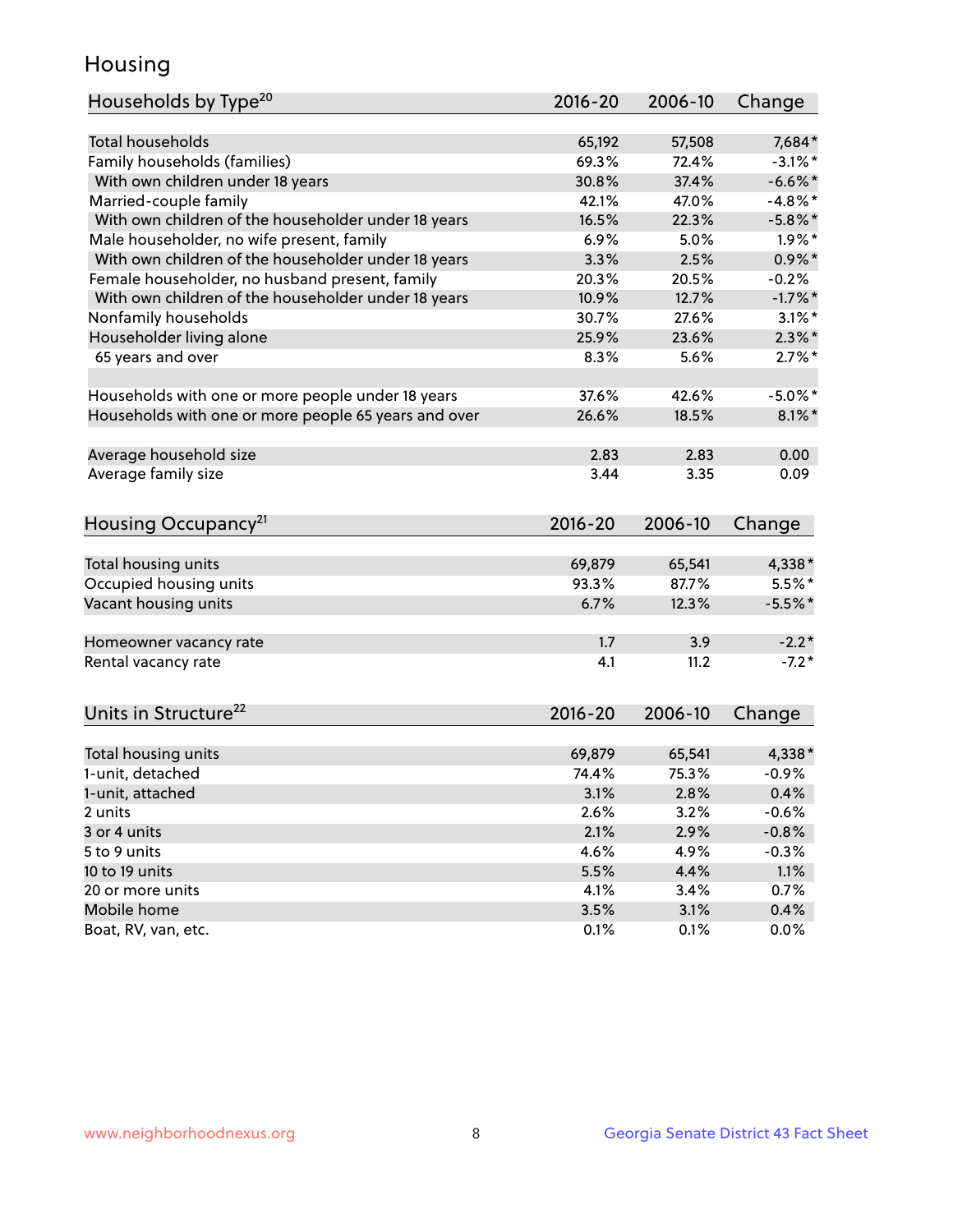## Housing

| Households by Type[20] | 2016-20 | 2006-10 | Change |
|---|---|---|---|
| Total households | 65,192 | 57,508 | 7,684* |
| Family households (families) | 69.3% | 72.4% | -3.1%* |
| With own children under 18 years | 30.8% | 37.4% | -6.6%* |
| Married-couple family | 42.1% | 47.0% | -4.8%* |
| With own children of the householder under 18 years | 16.5% | 22.3% | -5.8%* |
| Male householder, no wife present, family | 6.9% | 5.0% | 1.9%* |
| With own children of the householder under 18 years | 3.3% | 2.5% | 0.9%* |
| Female householder, no husband present, family | 20.3% | 20.5% | -0.2% |
| With own children of the householder under 18 years | 10.9% | 12.7% | -1.7%* |
| Nonfamily households | 30.7% | 27.6% | 3.1%* |
| Householder living alone | 25.9% | 23.6% | 2.3%* |
| 65 years and over | 8.3% | 5.6% | 2.7%* |
| | | | |
| Households with one or more people under 18 years | 37.6% | 42.6% | -5.0%* |
| Households with one or more people 65 years and over | 26.6% | 18.5% | 8.1%* |
| | | | |
| Average household size | 2.83 | 2.83 | 0.00 |
| Average family size | 3.44 | 3.35 | 0.09 |

| Housing Occupancy[21] | 2016-20 | 2006-10 | Change |
|---|---|---|---|
| Total housing units | 69,879 | 65,541 | 4,338* |
| Occupied housing units | 93.3% | 87.7% | 5.5%* |
| Vacant housing units | 6.7% | 12.3% | -5.5%* |
| | | | |
| Homeowner vacancy rate | 1.7 | 3.9 | -2.2* |
| Rental vacancy rate | 4.1 | 11.2 | -7.2* |

| Units in Structure[22] | 2016-20 | 2006-10 | Change |
|---|---|---|---|
| Total housing units | 69,879 | 65,541 | 4,338* |
| 1-unit, detached | 74.4% | 75.3% | -0.9% |
| 1-unit, attached | 3.1% | 2.8% | 0.4% |
| 2 units | 2.6% | 3.2% | -0.6% |
| 3 or 4 units | 2.1% | 2.9% | -0.8% |
| 5 to 9 units | 4.6% | 4.9% | -0.3% |
| 10 to 19 units | 5.5% | 4.4% | 1.1% |
| 20 or more units | 4.1% | 3.4% | 0.7% |
| Mobile home | 3.5% | 3.1% | 0.4% |
| Boat, RV, van, etc. | 0.1% | 0.1% | 0.0% |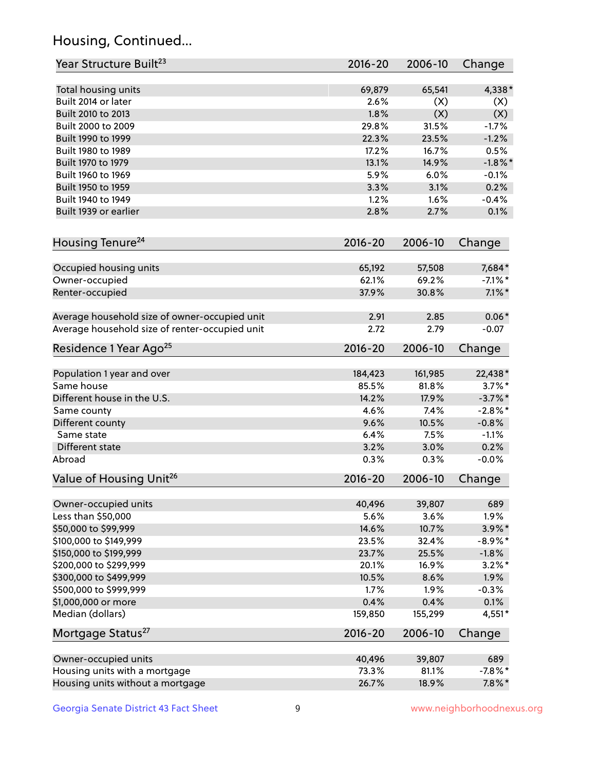## Housing, Continued...

| Year Structure Built[23] | 2016-20 | 2006-10 | Change |
|---|---|---|---|
| Total housing units | 69,879 | 65,541 | 4,338* |
| Built 2014 or later | 2.6% | (X) | (X) |
| Built 2010 to 2013 | 1.8% | (X) | (X) |
| Built 2000 to 2009 | 29.8% | 31.5% | -1.7% |
| Built 1990 to 1999 | 22.3% | 23.5% | -1.2% |
| Built 1980 to 1989 | 17.2% | 16.7% | 0.5% |
| Built 1970 to 1979 | 13.1% | 14.9% | -1.8%* |
| Built 1960 to 1969 | 5.9% | 6.0% | -0.1% |
| Built 1950 to 1959 | 3.3% | 3.1% | 0.2% |
| Built 1940 to 1949 | 1.2% | 1.6% | -0.4% |
| Built 1939 or earlier | 2.8% | 2.7% | 0.1% |

| Housing Tenure[24] | 2016-20 | 2006-10 | Change |
|---|---|---|---|
| Occupied housing units | 65,192 | 57,508 | 7,684* |
| Owner-occupied | 62.1% | 69.2% | -7.1%* |
| Renter-occupied | 37.9% | 30.8% | 7.1%* |
| Average household size of owner-occupied unit | 2.91 | 2.85 | 0.06* |
| Average household size of renter-occupied unit | 2.72 | 2.79 | -0.07 |

| Residence 1 Year Ago[25] | 2016-20 | 2006-10 | Change |
|---|---|---|---|
| Population 1 year and over | 184,423 | 161,985 | 22,438* |
| Same house | 85.5% | 81.8% | 3.7%* |
| Different house in the U.S. | 14.2% | 17.9% | -3.7%* |
| Same county | 4.6% | 7.4% | -2.8%* |
| Different county | 9.6% | 10.5% | -0.8% |
| Same state | 6.4% | 7.5% | -1.1% |
| Different state | 3.2% | 3.0% | 0.2% |
| Abroad | 0.3% | 0.3% | -0.0% |

| Value of Housing Unit[26] | 2016-20 | 2006-10 | Change |
|---|---|---|---|
| Owner-occupied units | 40,496 | 39,807 | 689 |
| Less than $50,000 | 5.6% | 3.6% | 1.9% |
| $50,000 to $99,999 | 14.6% | 10.7% | 3.9%* |
| $100,000 to $149,999 | 23.5% | 32.4% | -8.9%* |
| $150,000 to $199,999 | 23.7% | 25.5% | -1.8% |
| $200,000 to $299,999 | 20.1% | 16.9% | 3.2%* |
| $300,000 to $499,999 | 10.5% | 8.6% | 1.9% |
| $500,000 to $999,999 | 1.7% | 1.9% | -0.3% |
| $1,000,000 or more | 0.4% | 0.4% | 0.1% |
| Median (dollars) | 159,850 | 155,299 | 4,551* |

| Mortgage Status[27] | 2016-20 | 2006-10 | Change |
|---|---|---|---|
| Owner-occupied units | 40,496 | 39,807 | 689 |
| Housing units with a mortgage | 73.3% | 81.1% | -7.8%* |
| Housing units without a mortgage | 26.7% | 18.9% | 7.8%* |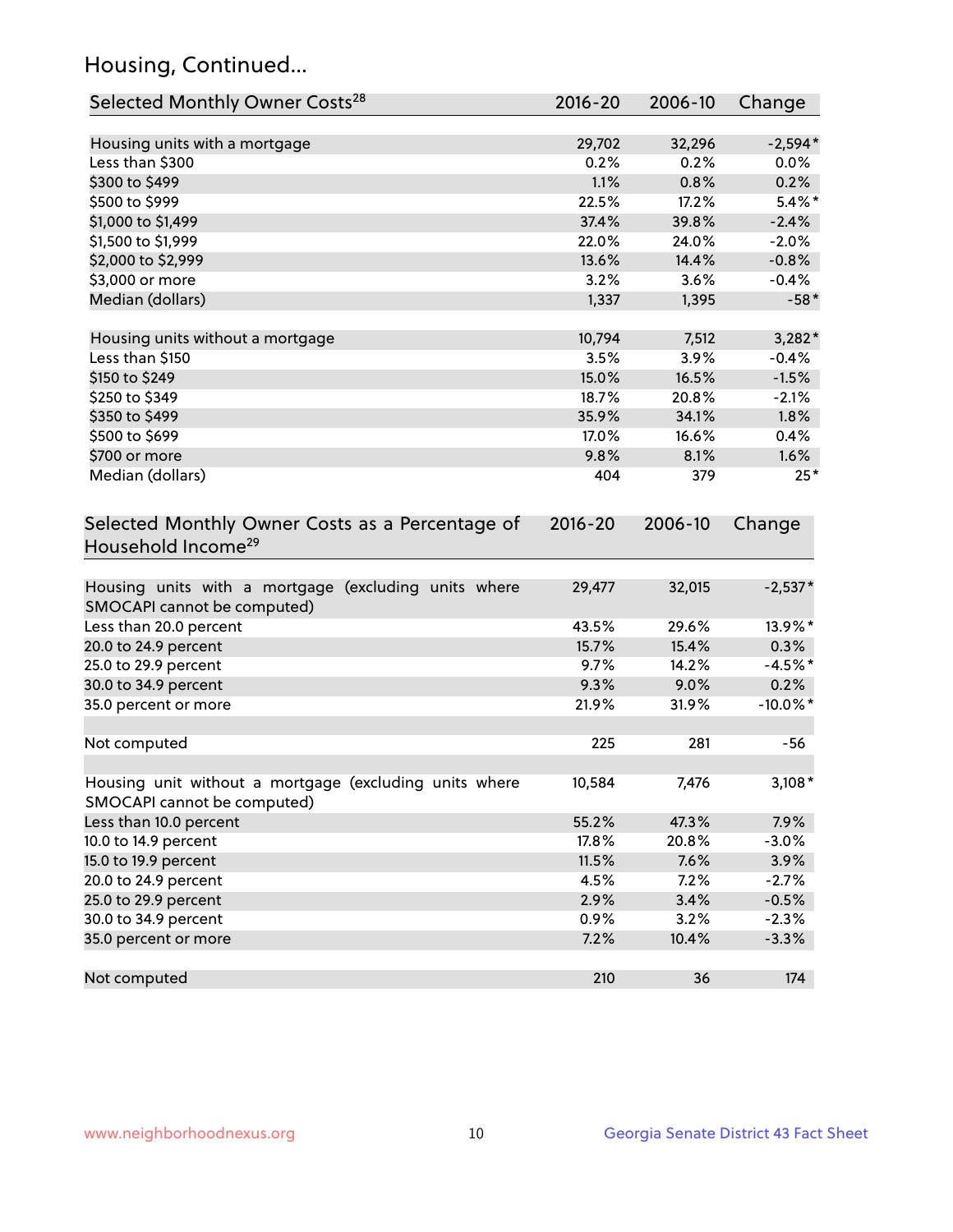## Housing, Continued...

| Selected Monthly Owner Costs[28] | 2016-20 | 2006-10 | Change |
|---|---|---|---|
| Housing units with a mortgage | 29,702 | 32,296 | -2,594* |
| Less than $300 | 0.2% | 0.2% | 0.0% |
| $300 to $499 | 1.1% | 0.8% | 0.2% |
| $500 to $999 | 22.5% | 17.2% | 5.4%* |
| $1,000 to $1,499 | 37.4% | 39.8% | -2.4% |
| $1,500 to $1,999 | 22.0% | 24.0% | -2.0% |
| $2,000 to $2,999 | 13.6% | 14.4% | -0.8% |
| $3,000 or more | 3.2% | 3.6% | -0.4% |
| Median (dollars) | 1,337 | 1,395 | -58* |
| | | | |
| Housing units without a mortgage | 10,794 | 7,512 | 3,282* |
| Less than $150 | 3.5% | 3.9% | -0.4% |
| $150 to $249 | 15.0% | 16.5% | -1.5% |
| $250 to $349 | 18.7% | 20.8% | -2.1% |
| $350 to $499 | 35.9% | 34.1% | 1.8% |
| $500 to $699 | 17.0% | 16.6% | 0.4% |
| $700 or more | 9.8% | 8.1% | 1.6% |
| Median (dollars) | 404 | 379 | 25* |

| Selected Monthly Owner Costs as a Percentage of Household Income[29] | 2016-20 | 2006-10 | Change |
|---|---|---|---|
| Housing units with a mortgage (excluding units where SMOCAPI cannot be computed) | 29,477 | 32,015 | -2,537* |
| Less than 20.0 percent | 43.5% | 29.6% | 13.9%* |
| 20.0 to 24.9 percent | 15.7% | 15.4% | 0.3% |
| 25.0 to 29.9 percent | 9.7% | 14.2% | -4.5%* |
| 30.0 to 34.9 percent | 9.3% | 9.0% | 0.2% |
| 35.0 percent or more | 21.9% | 31.9% | -10.0%* |
| | | | |
| Not computed | 225 | 281 | -56 |
| | | | |
| Housing unit without a mortgage (excluding units where SMOCAPI cannot be computed) | 10,584 | 7,476 | 3,108* |
| Less than 10.0 percent | 55.2% | 47.3% | 7.9% |
| 10.0 to 14.9 percent | 17.8% | 20.8% | -3.0% |
| 15.0 to 19.9 percent | 11.5% | 7.6% | 3.9% |
| 20.0 to 24.9 percent | 4.5% | 7.2% | -2.7% |
| 25.0 to 29.9 percent | 2.9% | 3.4% | -0.5% |
| 30.0 to 34.9 percent | 0.9% | 3.2% | -2.3% |
| 35.0 percent or more | 7.2% | 10.4% | -3.3% |
| | | | |
| Not computed | 210 | 36 | 174 |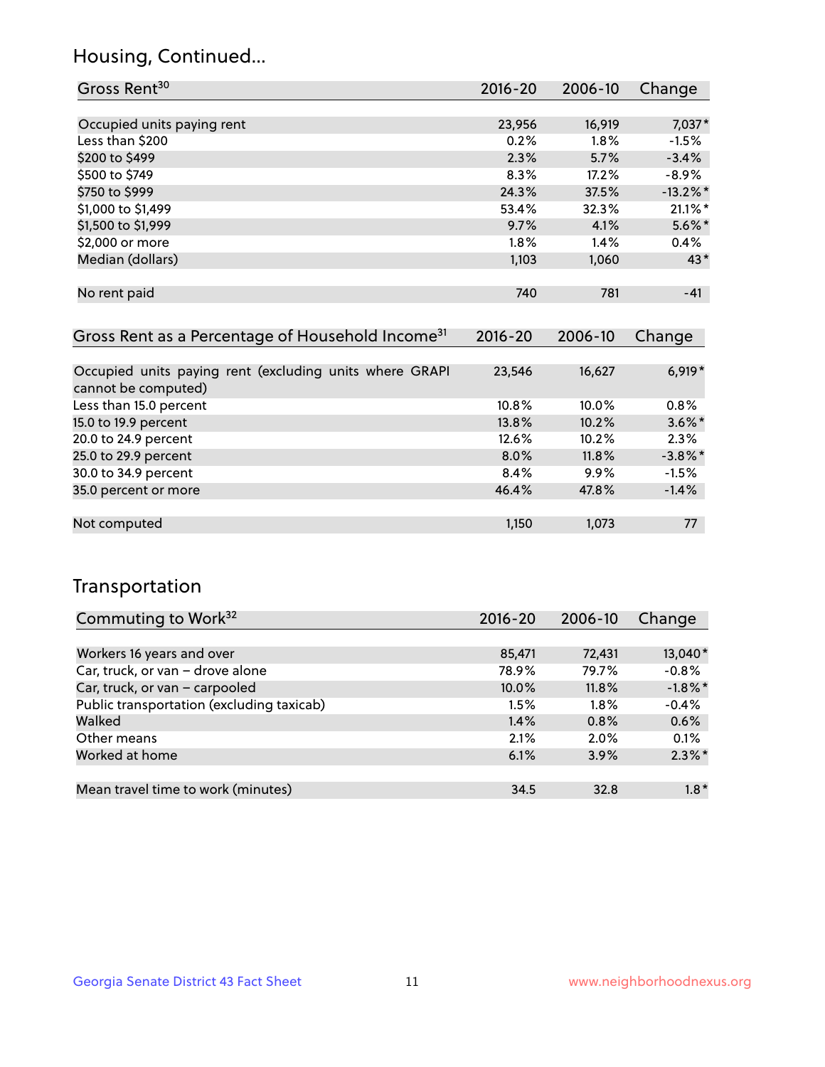## Housing, Continued...

| Gross Rent[30] | 2016-20 | 2006-10 | Change |
|---|---|---|---|
| Occupied units paying rent | 23,956 | 16,919 | 7,037* |
| Less than $200 | 0.2% | 1.8% | -1.5% |
| $200 to $499 | 2.3% | 5.7% | -3.4% |
| $500 to $749 | 8.3% | 17.2% | -8.9% |
| $750 to $999 | 24.3% | 37.5% | -13.2%* |
| $1,000 to $1,499 | 53.4% | 32.3% | 21.1%* |
| $1,500 to $1,999 | 9.7% | 4.1% | 5.6%* |
| $2,000 or more | 1.8% | 1.4% | 0.4% |
| Median (dollars) | 1,103 | 1,060 | 43* |
| No rent paid | 740 | 781 | -41 |

| Gross Rent as a Percentage of Household Income[31] | 2016-20 | 2006-10 | Change |
|---|---|---|---|
| Occupied units paying rent (excluding units where GRAPI cannot be computed) | 23,546 | 16,627 | 6,919* |
| Less than 15.0 percent | 10.8% | 10.0% | 0.8% |
| 15.0 to 19.9 percent | 13.8% | 10.2% | 3.6%* |
| 20.0 to 24.9 percent | 12.6% | 10.2% | 2.3% |
| 25.0 to 29.9 percent | 8.0% | 11.8% | -3.8%* |
| 30.0 to 34.9 percent | 8.4% | 9.9% | -1.5% |
| 35.0 percent or more | 46.4% | 47.8% | -1.4% |
| Not computed | 1,150 | 1,073 | 77 |

## Transportation

| Commuting to Work[32] | 2016-20 | 2006-10 | Change |
|---|---|---|---|
| Workers 16 years and over | 85,471 | 72,431 | 13,040* |
| Car, truck, or van – drove alone | 78.9% | 79.7% | -0.8% |
| Car, truck, or van – carpooled | 10.0% | 11.8% | -1.8%* |
| Public transportation (excluding taxicab) | 1.5% | 1.8% | -0.4% |
| Walked | 1.4% | 0.8% | 0.6% |
| Other means | 2.1% | 2.0% | 0.1% |
| Worked at home | 6.1% | 3.9% | 2.3%* |
| Mean travel time to work (minutes) | 34.5 | 32.8 | 1.8* |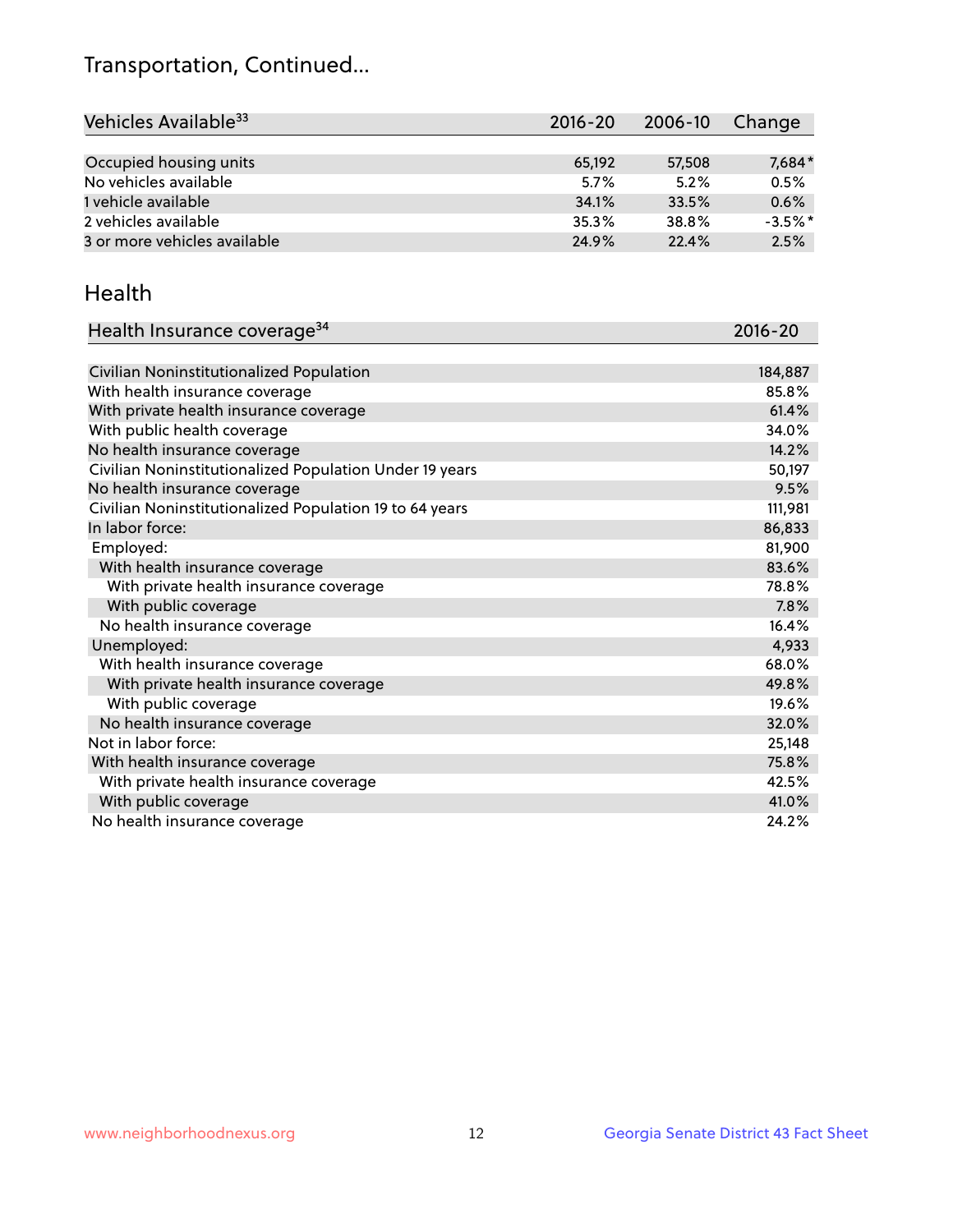# Transportation, Continued...

| Vehicles Available[33] | 2016-20 | 2006-10 | Change |
|---|---|---|---|
| Occupied housing units | 65,192 | 57,508 | 7,684* |
| No vehicles available | 5.7% | 5.2% | 0.5% |
| 1 vehicle available | 34.1% | 33.5% | 0.6% |
| 2 vehicles available | 35.3% | 38.8% | -3.5%* |
| 3 or more vehicles available | 24.9% | 22.4% | 2.5% |

## Health

| Health Insurance coverage[34] | 2016-20 |
|---|---|
| Civilian Noninstitutionalized Population | 184,887 |
| With health insurance coverage | 85.8% |
| With private health insurance coverage | 61.4% |
| With public health coverage | 34.0% |
| No health insurance coverage | 14.2% |
| Civilian Noninstitutionalized Population Under 19 years | 50,197 |
| No health insurance coverage | 9.5% |
| Civilian Noninstitutionalized Population 19 to 64 years | 111,981 |
| In labor force: | 86,833 |
| Employed: | 81,900 |
| With health insurance coverage | 83.6% |
| With private health insurance coverage | 78.8% |
| With public coverage | 7.8% |
| No health insurance coverage | 16.4% |
| Unemployed: | 4,933 |
| With health insurance coverage | 68.0% |
| With private health insurance coverage | 49.8% |
| With public coverage | 19.6% |
| No health insurance coverage | 32.0% |
| Not in labor force: | 25,148 |
| With health insurance coverage | 75.8% |
| With private health insurance coverage | 42.5% |
| With public coverage | 41.0% |
| No health insurance coverage | 24.2% |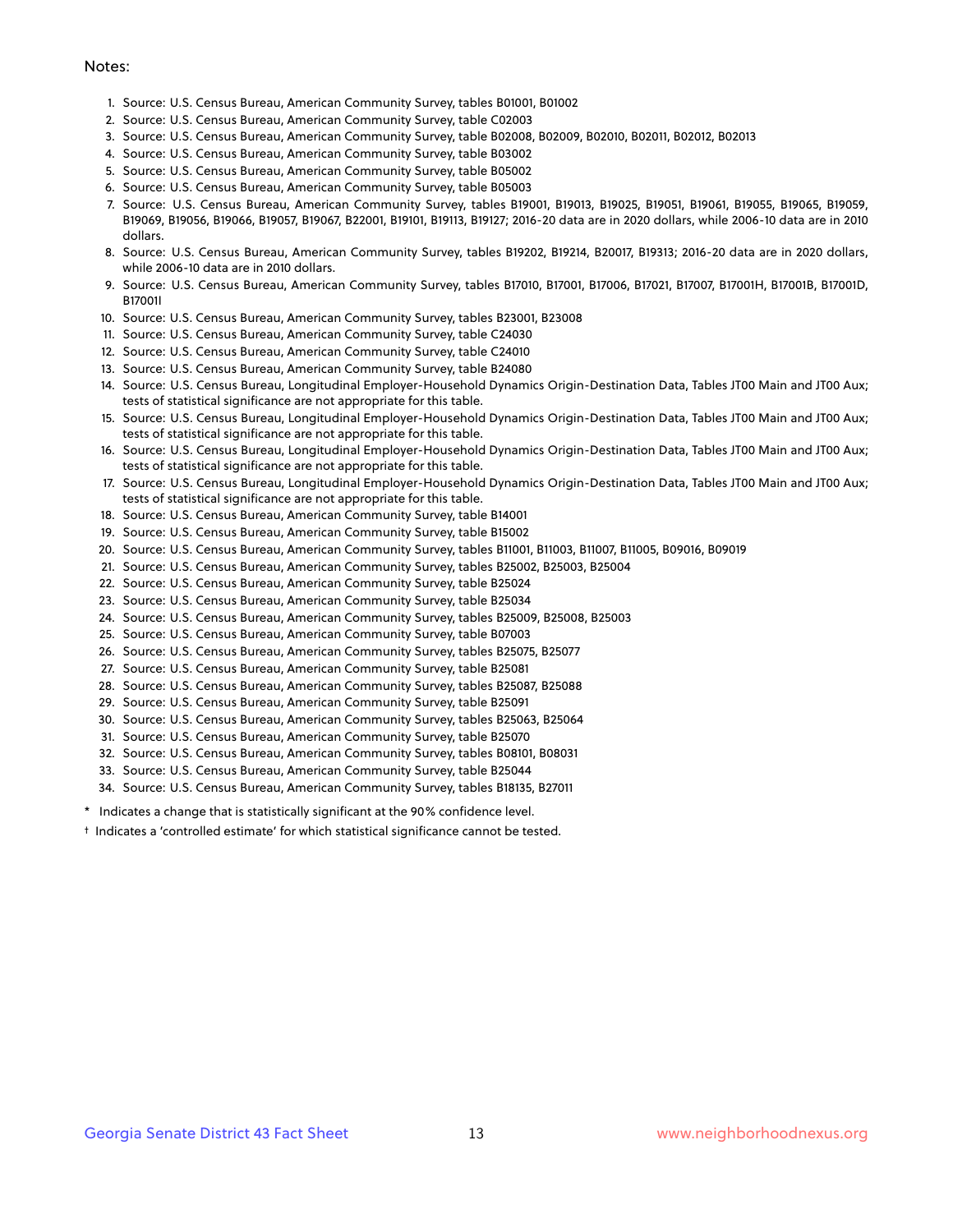Notes:

1. Source: U.S. Census Bureau, American Community Survey, tables B01001, B01002
2. Source: U.S. Census Bureau, American Community Survey, table C02003
3. Source: U.S. Census Bureau, American Community Survey, table B02008, B02009, B02010, B02011, B02012, B02013
4. Source: U.S. Census Bureau, American Community Survey, table B03002
5. Source: U.S. Census Bureau, American Community Survey, table B05002
6. Source: U.S. Census Bureau, American Community Survey, table B05003
7. Source: U.S. Census Bureau, American Community Survey, tables B19001, B19013, B19025, B19051, B19061, B19055, B19065, B19059, B19069, B19056, B19066, B19057, B19067, B22001, B19101, B19113, B19127; 2016-20 data are in 2020 dollars, while 2006-10 data are in 2010 dollars.
8. Source: U.S. Census Bureau, American Community Survey, tables B19202, B19214, B20017, B19313; 2016-20 data are in 2020 dollars, while 2006-10 data are in 2010 dollars.
9. Source: U.S. Census Bureau, American Community Survey, tables B17010, B17001, B17006, B17021, B17007, B17001H, B17001B, B17001D, B17001I
10. Source: U.S. Census Bureau, American Community Survey, tables B23001, B23008
11. Source: U.S. Census Bureau, American Community Survey, table C24030
12. Source: U.S. Census Bureau, American Community Survey, table C24010
13. Source: U.S. Census Bureau, American Community Survey, table B24080
14. Source: U.S. Census Bureau, Longitudinal Employer-Household Dynamics Origin-Destination Data, Tables JT00 Main and JT00 Aux; tests of statistical significance are not appropriate for this table.
15. Source: U.S. Census Bureau, Longitudinal Employer-Household Dynamics Origin-Destination Data, Tables JT00 Main and JT00 Aux; tests of statistical significance are not appropriate for this table.
16. Source: U.S. Census Bureau, Longitudinal Employer-Household Dynamics Origin-Destination Data, Tables JT00 Main and JT00 Aux; tests of statistical significance are not appropriate for this table.
17. Source: U.S. Census Bureau, Longitudinal Employer-Household Dynamics Origin-Destination Data, Tables JT00 Main and JT00 Aux; tests of statistical significance are not appropriate for this table.
18. Source: U.S. Census Bureau, American Community Survey, table B14001
19. Source: U.S. Census Bureau, American Community Survey, table B15002
20. Source: U.S. Census Bureau, American Community Survey, tables B11001, B11003, B11007, B11005, B09016, B09019
21. Source: U.S. Census Bureau, American Community Survey, tables B25002, B25003, B25004
22. Source: U.S. Census Bureau, American Community Survey, table B25024
23. Source: U.S. Census Bureau, American Community Survey, table B25034
24. Source: U.S. Census Bureau, American Community Survey, tables B25009, B25008, B25003
25. Source: U.S. Census Bureau, American Community Survey, table B07003
26. Source: U.S. Census Bureau, American Community Survey, tables B25075, B25077
27. Source: U.S. Census Bureau, American Community Survey, table B25081
28. Source: U.S. Census Bureau, American Community Survey, tables B25087, B25088
29. Source: U.S. Census Bureau, American Community Survey, table B25091
30. Source: U.S. Census Bureau, American Community Survey, tables B25063, B25064
31. Source: U.S. Census Bureau, American Community Survey, table B25070
32. Source: U.S. Census Bureau, American Community Survey, tables B08101, B08031
33. Source: U.S. Census Bureau, American Community Survey, table B25044
34. Source: U.S. Census Bureau, American Community Survey, tables B18135, B27011

\* Indicates a change that is statistically significant at the 90% confidence level.

† Indicates a 'controlled estimate' for which statistical significance cannot be tested.